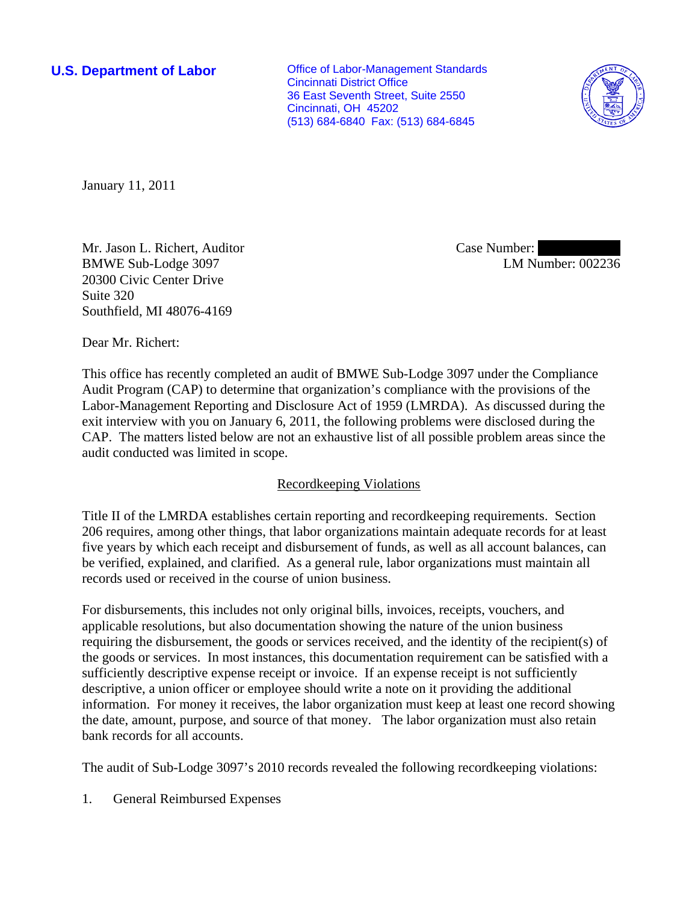**U.S. Department of Labor**

Office of Labor-Management Standards
Cincinnati District Office
36 East Seventh Street, Suite 2550
Cincinnati, OH 45202
(513) 684-6840 Fax: (513) 684-6845

January 11, 2011

Mr. Jason L. Richert, Auditor
BMWE Sub-Lodge 3097
20300 Civic Center Drive
Suite 320
Southfield, MI 48076-4169

Case Number:
LM Number: 002236

Dear Mr. Richert:

This office has recently completed an audit of BMWE Sub-Lodge 3097 under the Compliance Audit Program (CAP) to determine that organization's compliance with the provisions of the Labor-Management Reporting and Disclosure Act of 1959 (LMRDA). As discussed during the exit interview with you on January 6, 2011, the following problems were disclosed during the CAP. The matters listed below are not an exhaustive list of all possible problem areas since the audit conducted was limited in scope.

## Recordkeeping Violations

Title II of the LMRDA establishes certain reporting and recordkeeping requirements. Section 206 requires, among other things, that labor organizations maintain adequate records for at least five years by which each receipt and disbursement of funds, as well as all account balances, can be verified, explained, and clarified. As a general rule, labor organizations must maintain all records used or received in the course of union business.

For disbursements, this includes not only original bills, invoices, receipts, vouchers, and applicable resolutions, but also documentation showing the nature of the union business requiring the disbursement, the goods or services received, and the identity of the recipient(s) of the goods or services. In most instances, this documentation requirement can be satisfied with a sufficiently descriptive expense receipt or invoice. If an expense receipt is not sufficiently descriptive, a union officer or employee should write a note on it providing the additional information. For money it receives, the labor organization must keep at least one record showing the date, amount, purpose, and source of that money. The labor organization must also retain bank records for all accounts.

The audit of Sub-Lodge 3097's 2010 records revealed the following recordkeeping violations:

1. General Reimbursed Expenses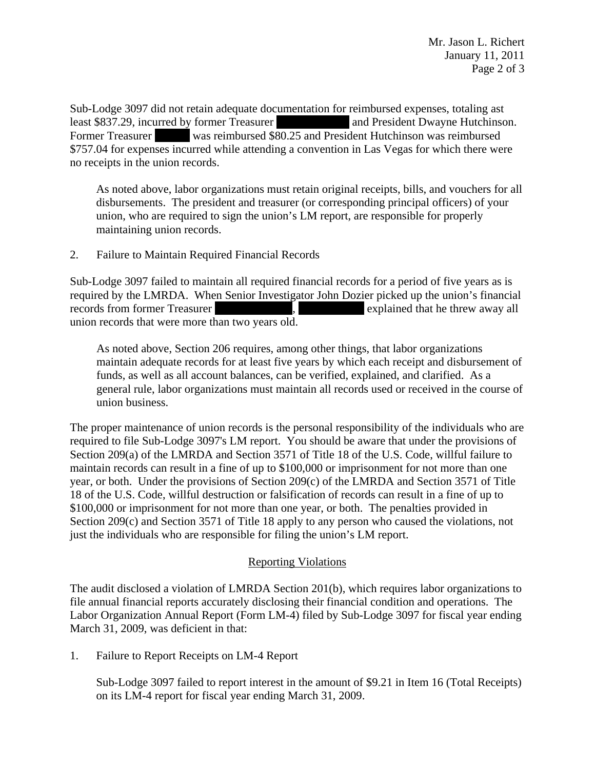Sub-Lodge 3097 did not retain adequate documentation for reimbursed expenses, totaling ast least $837.29, incurred by former Treasurer [REDACTED] and President Dwayne Hutchinson. Former Treasurer [REDACTED] was reimbursed $80.25 and President Hutchinson was reimbursed $757.04 for expenses incurred while attending a convention in Las Vegas for which there were no receipts in the union records.

> As noted above, labor organizations must retain original receipts, bills, and vouchers for all disbursements. The president and treasurer (or corresponding principal officers) of your union, who are required to sign the union's LM report, are responsible for properly maintaining union records.

2. Failure to Maintain Required Financial Records

Sub-Lodge 3097 failed to maintain all required financial records for a period of five years as is required by the LMRDA. When Senior Investigator John Dozier picked up the union's financial records from former Treasurer [REDACTED], [REDACTED] explained that he threw away all union records that were more than two years old.

> As noted above, Section 206 requires, among other things, that labor organizations maintain adequate records for at least five years by which each receipt and disbursement of funds, as well as all account balances, can be verified, explained, and clarified. As a general rule, labor organizations must maintain all records used or received in the course of union business.

The proper maintenance of union records is the personal responsibility of the individuals who are required to file Sub-Lodge 3097's LM report. You should be aware that under the provisions of Section 209(a) of the LMRDA and Section 3571 of Title 18 of the U.S. Code, willful failure to maintain records can result in a fine of up to $100,000 or imprisonment for not more than one year, or both. Under the provisions of Section 209(c) of the LMRDA and Section 3571 of Title 18 of the U.S. Code, willful destruction or falsification of records can result in a fine of up to $100,000 or imprisonment for not more than one year, or both. The penalties provided in Section 209(c) and Section 3571 of Title 18 apply to any person who caused the violations, not just the individuals who are responsible for filing the union's LM report.

## Reporting Violations

The audit disclosed a violation of LMRDA Section 201(b), which requires labor organizations to file annual financial reports accurately disclosing their financial condition and operations. The Labor Organization Annual Report (Form LM-4) filed by Sub-Lodge 3097 for fiscal year ending March 31, 2009, was deficient in that:

1. Failure to Report Receipts on LM-4 Report

   Sub-Lodge 3097 failed to report interest in the amount of $9.21 in Item 16 (Total Receipts) on its LM-4 report for fiscal year ending March 31, 2009.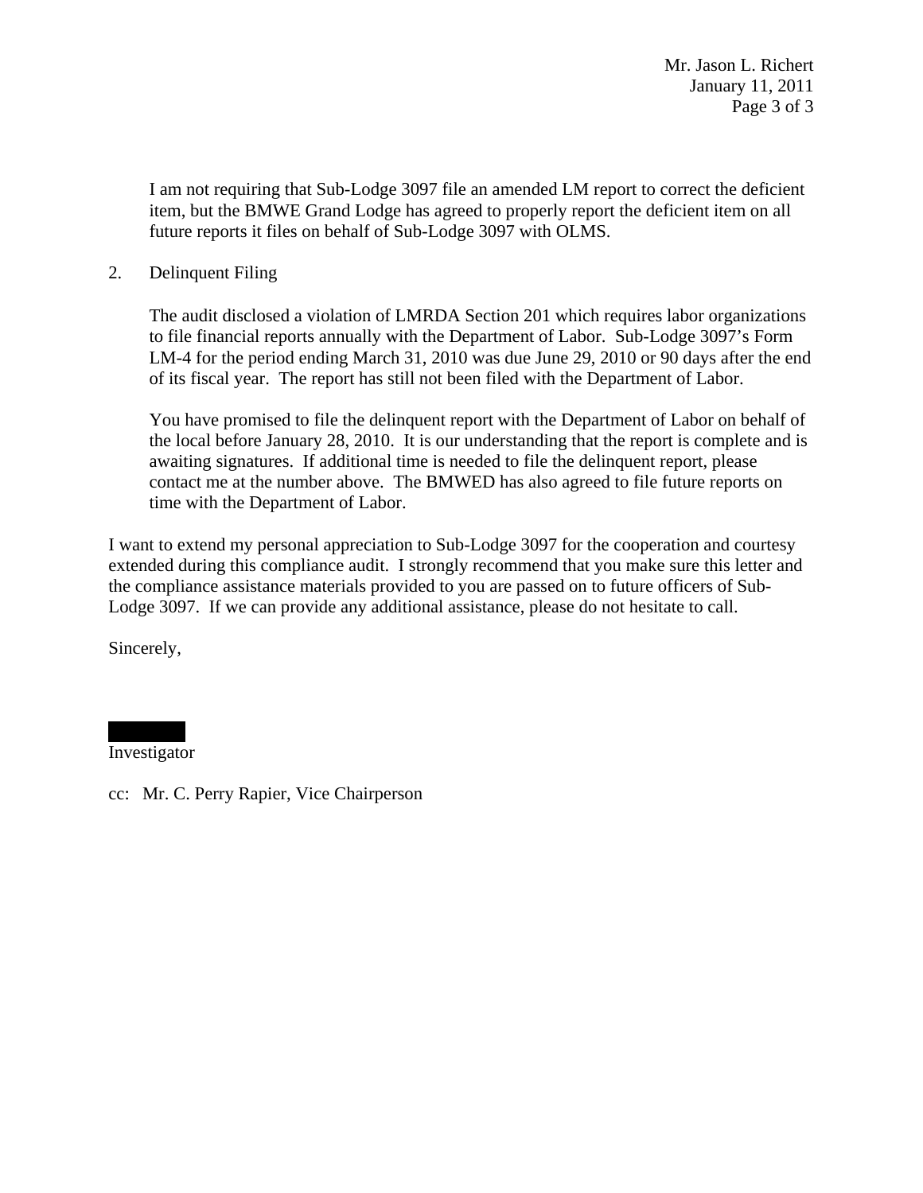I am not requiring that Sub-Lodge 3097 file an amended LM report to correct the deficient item, but the BMWE Grand Lodge has agreed to properly report the deficient item on all future reports it files on behalf of Sub-Lodge 3097 with OLMS.

2. Delinquent Filing

   The audit disclosed a violation of LMRDA Section 201 which requires labor organizations to file financial reports annually with the Department of Labor. Sub-Lodge 3097's Form LM-4 for the period ending March 31, 2010 was due June 29, 2010 or 90 days after the end of its fiscal year. The report has still not been filed with the Department of Labor.

   You have promised to file the delinquent report with the Department of Labor on behalf of the local before January 28, 2010. It is our understanding that the report is complete and is awaiting signatures. If additional time is needed to file the delinquent report, please contact me at the number above. The BMWED has also agreed to file future reports on time with the Department of Labor.

I want to extend my personal appreciation to Sub-Lodge 3097 for the cooperation and courtesy extended during this compliance audit. I strongly recommend that you make sure this letter and the compliance assistance materials provided to you are passed on to future officers of Sub-Lodge 3097. If we can provide any additional assistance, please do not hesitate to call.

Sincerely,

Investigator

cc: Mr. C. Perry Rapier, Vice Chairperson